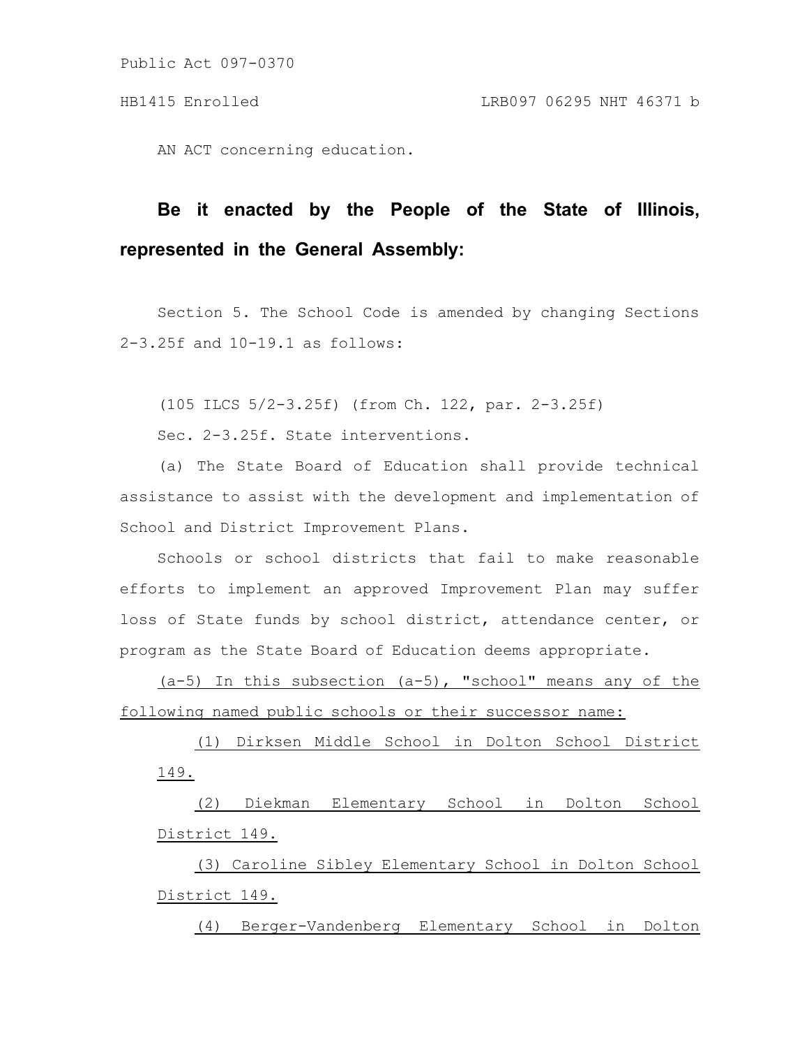Public Act 097-0370

HB1415 Enrolled LRB097 06295 NHT 46371 b

AN ACT concerning education.

**Be it enacted by the People of the State of Illinois, represented in the General Assembly:**

Section 5. The School Code is amended by changing Sections 2-3.25f and 10-19.1 as follows:

(105 ILCS 5/2-3.25f) (from Ch. 122, par. 2-3.25f)

Sec. 2-3.25f. State interventions.

(a) The State Board of Education shall provide technical assistance to assist with the development and implementation of School and District Improvement Plans.

Schools or school districts that fail to make reasonable efforts to implement an approved Improvement Plan may suffer loss of State funds by school district, attendance center, or program as the State Board of Education deems appropriate.

<u>(a-5) In this subsection (a-5), "school" means any of the following named public schools or their successor name:</u>

<u>(1) Dirksen Middle School in Dolton School District 149.</u>

<u>(2) Diekman Elementary School in Dolton School District 149.</u>

<u>(3) Caroline Sibley Elementary School in Dolton School District 149.</u>

<u>(4) Berger-Vandenberg Elementary School in Dolton</u>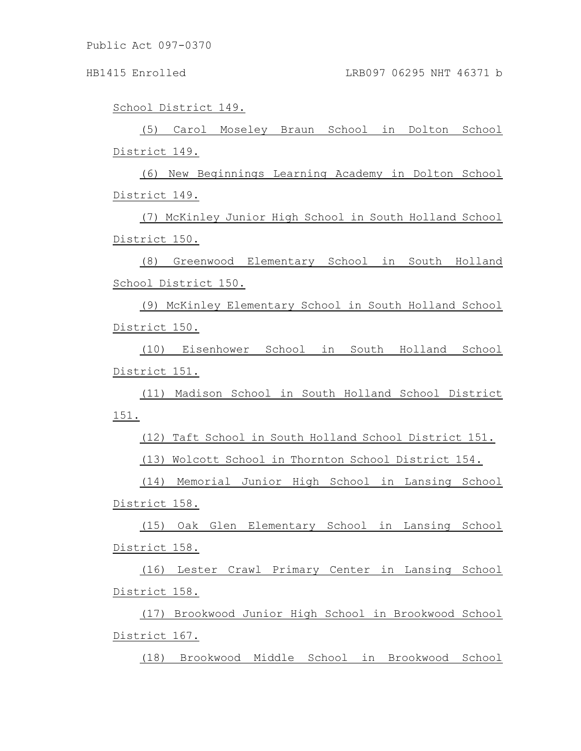School District 149.

(5) Carol Moseley Braun School in Dolton School District 149.

(6) New Beginnings Learning Academy in Dolton School District 149.

(7) McKinley Junior High School in South Holland School District 150.

(8) Greenwood Elementary School in South Holland School District 150.

(9) McKinley Elementary School in South Holland School District 150.

(10) Eisenhower School in South Holland School District 151.

(11) Madison School in South Holland School District 151.

(12) Taft School in South Holland School District 151.

(13) Wolcott School in Thornton School District 154.

(14) Memorial Junior High School in Lansing School District 158.

(15) Oak Glen Elementary School in Lansing School District 158.

(16) Lester Crawl Primary Center in Lansing School District 158.

(17) Brookwood Junior High School in Brookwood School District 167.

(18) Brookwood Middle School in Brookwood School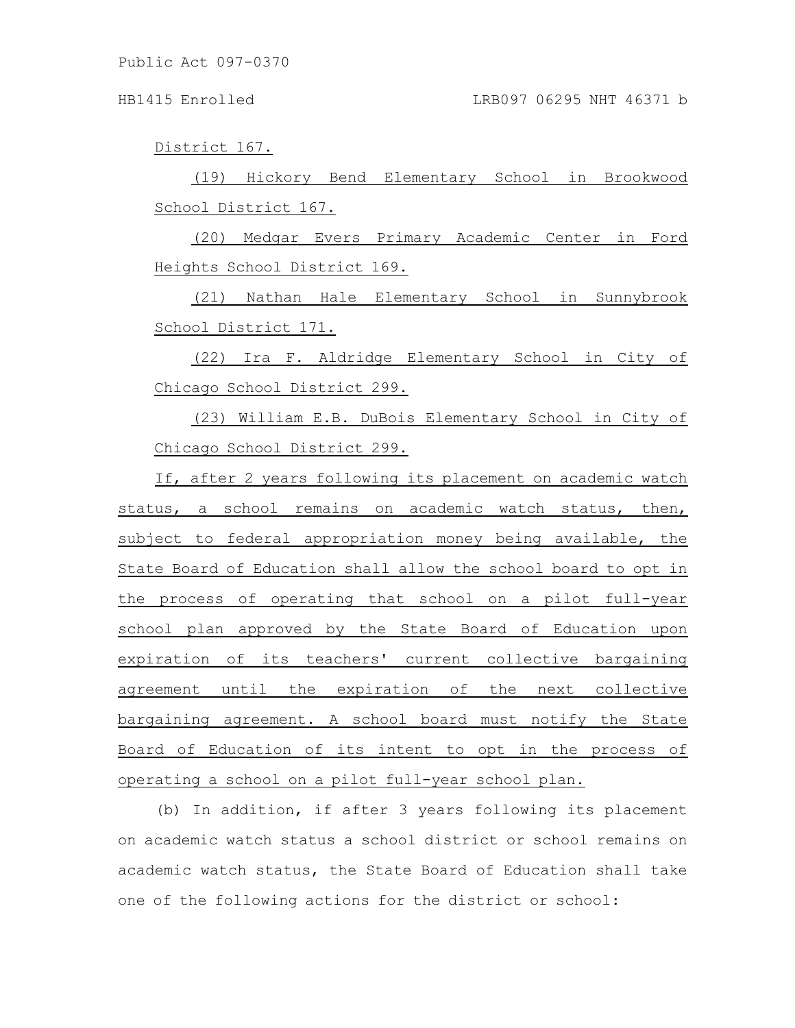District 167.

(19) Hickory Bend Elementary School in Brookwood School District 167.

(20) Medgar Evers Primary Academic Center in Ford Heights School District 169.

(21) Nathan Hale Elementary School in Sunnybrook School District 171.

(22) Ira F. Aldridge Elementary School in City of Chicago School District 299.

(23) William E.B. DuBois Elementary School in City of Chicago School District 299.

If, after 2 years following its placement on academic watch status, a school remains on academic watch status, then, subject to federal appropriation money being available, the State Board of Education shall allow the school board to opt in the process of operating that school on a pilot full-year school plan approved by the State Board of Education upon expiration of its teachers' current collective bargaining agreement until the expiration of the next collective bargaining agreement. A school board must notify the State Board of Education of its intent to opt in the process of operating a school on a pilot full-year school plan.

(b) In addition, if after 3 years following its placement on academic watch status a school district or school remains on academic watch status, the State Board of Education shall take one of the following actions for the district or school: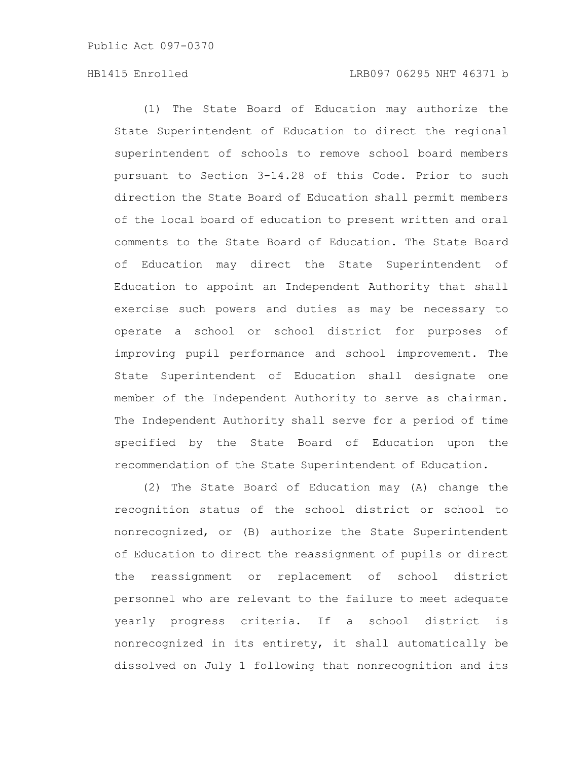(1) The State Board of Education may authorize the State Superintendent of Education to direct the regional superintendent of schools to remove school board members pursuant to Section 3-14.28 of this Code. Prior to such direction the State Board of Education shall permit members of the local board of education to present written and oral comments to the State Board of Education. The State Board of Education may direct the State Superintendent of Education to appoint an Independent Authority that shall exercise such powers and duties as may be necessary to operate a school or school district for purposes of improving pupil performance and school improvement. The State Superintendent of Education shall designate one member of the Independent Authority to serve as chairman. The Independent Authority shall serve for a period of time specified by the State Board of Education upon the recommendation of the State Superintendent of Education.

(2) The State Board of Education may (A) change the recognition status of the school district or school to nonrecognized, or (B) authorize the State Superintendent of Education to direct the reassignment of pupils or direct the reassignment or replacement of school district personnel who are relevant to the failure to meet adequate yearly progress criteria. If a school district is nonrecognized in its entirety, it shall automatically be dissolved on July 1 following that nonrecognition and its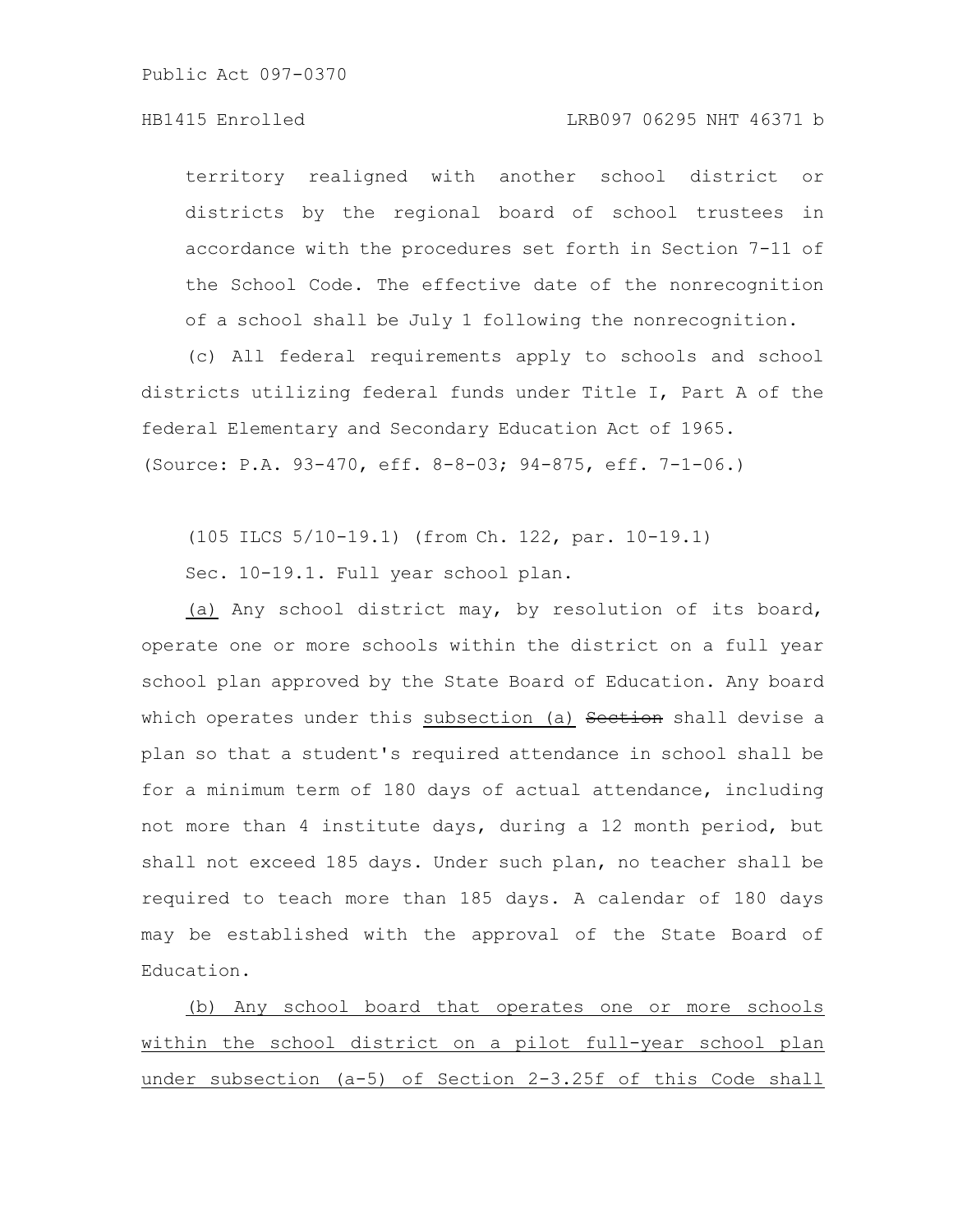territory realigned with another school district or districts by the regional board of school trustees in accordance with the procedures set forth in Section 7-11 of the School Code. The effective date of the nonrecognition of a school shall be July 1 following the nonrecognition.

(c) All federal requirements apply to schools and school districts utilizing federal funds under Title I, Part A of the federal Elementary and Secondary Education Act of 1965.

(Source: P.A. 93-470, eff. 8-8-03; 94-875, eff. 7-1-06.)

(105 ILCS 5/10-19.1) (from Ch. 122, par. 10-19.1)

Sec. 10-19.1. Full year school plan.

(a) Any school district may, by resolution of its board, operate one or more schools within the district on a full year school plan approved by the State Board of Education. Any board which operates under this subsection (a) ~~Section~~ shall devise a plan so that a student's required attendance in school shall be for a minimum term of 180 days of actual attendance, including not more than 4 institute days, during a 12 month period, but shall not exceed 185 days. Under such plan, no teacher shall be required to teach more than 185 days. A calendar of 180 days may be established with the approval of the State Board of Education.

(b) Any school board that operates one or more schools within the school district on a pilot full-year school plan under subsection (a-5) of Section 2-3.25f of this Code shall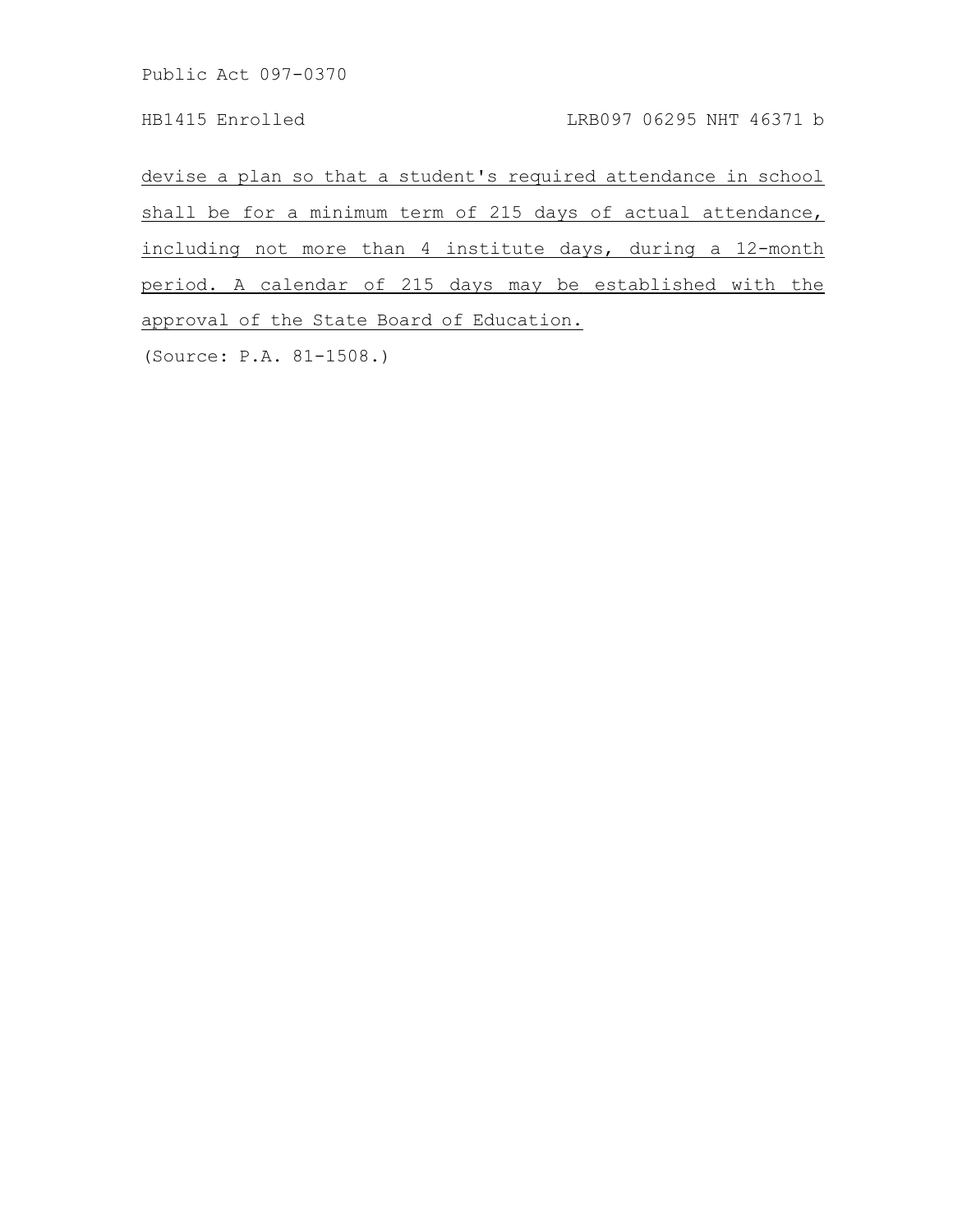devise a plan so that a student's required attendance in school shall be for a minimum term of 215 days of actual attendance, including not more than 4 institute days, during a 12-month period. A calendar of 215 days may be established with the approval of the State Board of Education.

(Source: P.A. 81-1508.)